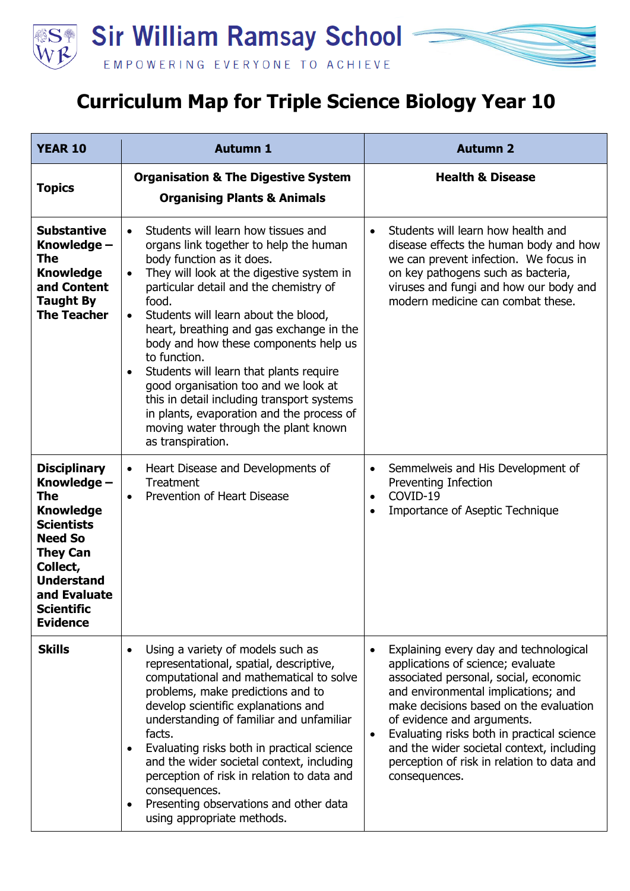# Sir William Ramsay School

EMPOWERING EVERYONE TO ACHIEVE

# Curriculum Map for Triple Science Biology Year 10

| YEAR 10 | Autumn 1 | Autumn 2 |
|---|---|---|
| **Topics** | **Organisation & The Digestive System**<br>**Organising Plants & Animals** | **Health & Disease** |
| **Substantive Knowledge – The Knowledge and Content Taught By The Teacher** | • Students will learn how tissues and organs link together to help the human body function as it does.<br>• They will look at the digestive system in particular detail and the chemistry of food.<br>• Students will learn about the blood, heart, breathing and gas exchange in the body and how these components help us to function.<br>• Students will learn that plants require good organisation too and we look at this in detail including transport systems in plants, evaporation and the process of moving water through the plant known as transpiration. | • Students will learn how health and disease effects the human body and how we can prevent infection. We focus in on key pathogens such as bacteria, viruses and fungi and how our body and modern medicine can combat these. |
| **Disciplinary Knowledge – The Knowledge Scientists Need So They Can Collect, Understand and Evaluate Scientific Evidence** | • Heart Disease and Developments of Treatment<br>• Prevention of Heart Disease | • Semmelweis and His Development of Preventing Infection<br>• COVID-19<br>• Importance of Aseptic Technique |
| **Skills** | • Using a variety of models such as representational, spatial, descriptive, computational and mathematical to solve problems, make predictions and to develop scientific explanations and understanding of familiar and unfamiliar facts.<br>• Evaluating risks both in practical science and the wider societal context, including perception of risk in relation to data and consequences.<br>• Presenting observations and other data using appropriate methods. | • Explaining every day and technological applications of science; evaluate associated personal, social, economic and environmental implications; and make decisions based on the evaluation of evidence and arguments.<br>• Evaluating risks both in practical science and the wider societal context, including perception of risk in relation to data and consequences. |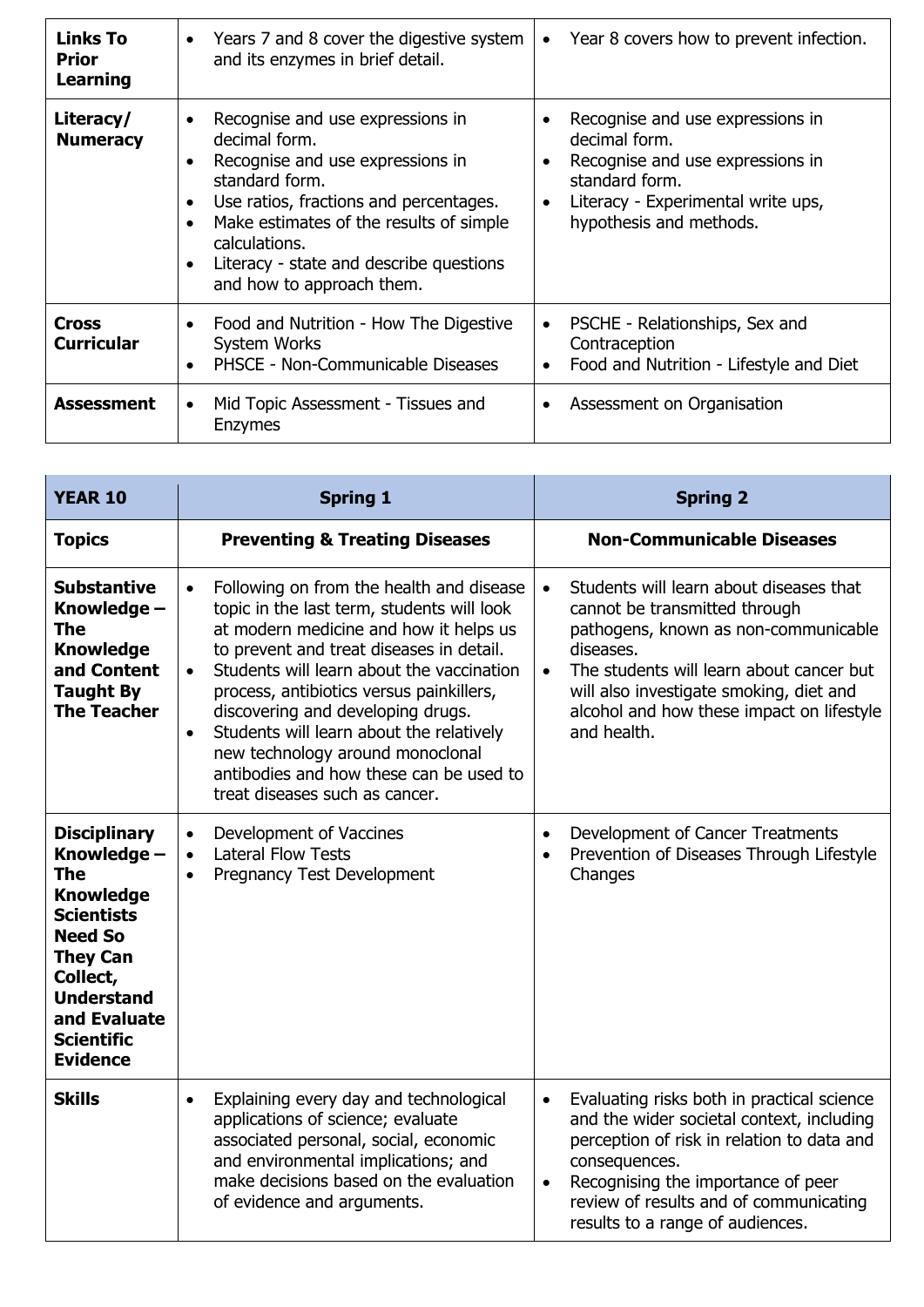| **Links To Prior Learning** | • Years 7 and 8 cover the digestive system and its enzymes in brief detail. | • Year 8 covers how to prevent infection. |
|---|---|---|
| **Literacy/ Numeracy** | • Recognise and use expressions in decimal form.<br>• Recognise and use expressions in standard form.<br>• Use ratios, fractions and percentages.<br>• Make estimates of the results of simple calculations.<br>• Literacy - state and describe questions and how to approach them. | • Recognise and use expressions in decimal form.<br>• Recognise and use expressions in standard form.<br>• Literacy - Experimental write ups, hypothesis and methods. |
| **Cross Curricular** | • Food and Nutrition - How The Digestive System Works<br>• PHSCE - Non-Communicable Diseases | • PSCHE - Relationships, Sex and Contraception<br>• Food and Nutrition - Lifestyle and Diet |
| **Assessment** | • Mid Topic Assessment - Tissues and Enzymes | • Assessment on Organisation |

| **YEAR 10** | **Spring 1** | **Spring 2** |
|---|---|---|
| **Topics** | **Preventing & Treating Diseases** | **Non-Communicable Diseases** |
| **Substantive Knowledge – The Knowledge and Content Taught By The Teacher** | • Following on from the health and disease topic in the last term, students will look at modern medicine and how it helps us to prevent and treat diseases in detail.<br>• Students will learn about the vaccination process, antibiotics versus painkillers, discovering and developing drugs.<br>• Students will learn about the relatively new technology around monoclonal antibodies and how these can be used to treat diseases such as cancer. | • Students will learn about diseases that cannot be transmitted through pathogens, known as non-communicable diseases.<br>• The students will learn about cancer but will also investigate smoking, diet and alcohol and how these impact on lifestyle and health. |
| **Disciplinary Knowledge – The Knowledge Scientists Need So They Can Collect, Understand and Evaluate Scientific Evidence** | • Development of Vaccines<br>• Lateral Flow Tests<br>• Pregnancy Test Development | • Development of Cancer Treatments<br>• Prevention of Diseases Through Lifestyle Changes |
| **Skills** | • Explaining every day and technological applications of science; evaluate associated personal, social, economic and environmental implications; and make decisions based on the evaluation of evidence and arguments. | • Evaluating risks both in practical science and the wider societal context, including perception of risk in relation to data and consequences.<br>• Recognising the importance of peer review of results and of communicating results to a range of audiences. |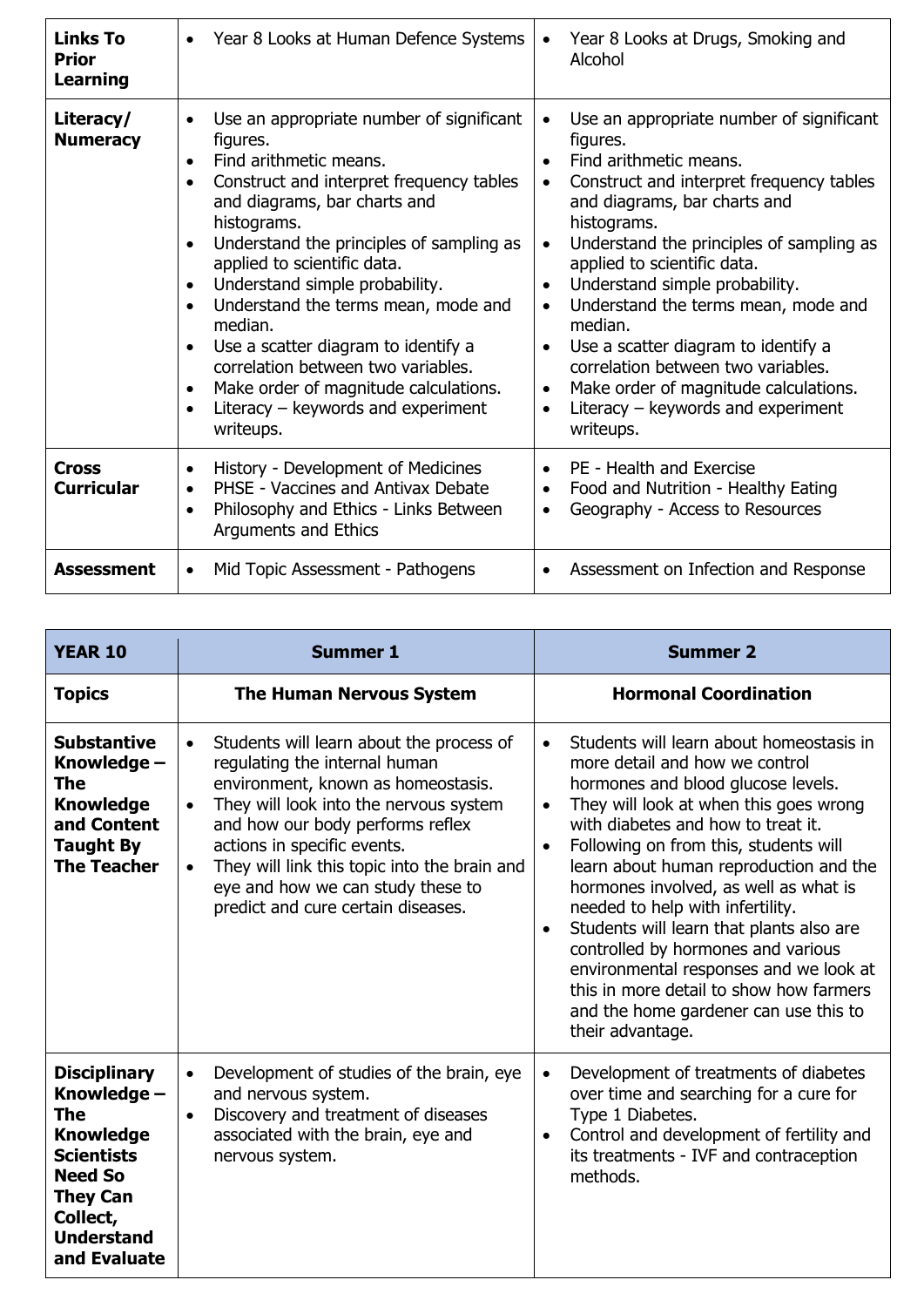| | | |
|---|---|---|
| **Links To Prior Learning** | • Year 8 Looks at Human Defence Systems | • Year 8 Looks at Drugs, Smoking and Alcohol |
| **Literacy/ Numeracy** | • Use an appropriate number of significant figures.<br>• Find arithmetic means.<br>• Construct and interpret frequency tables and diagrams, bar charts and histograms.<br>• Understand the principles of sampling as applied to scientific data.<br>• Understand simple probability.<br>• Understand the terms mean, mode and median.<br>• Use a scatter diagram to identify a correlation between two variables.<br>• Make order of magnitude calculations.<br>• Literacy – keywords and experiment writeups. | • Use an appropriate number of significant figures.<br>• Find arithmetic means.<br>• Construct and interpret frequency tables and diagrams, bar charts and histograms.<br>• Understand the principles of sampling as applied to scientific data.<br>• Understand simple probability.<br>• Understand the terms mean, mode and median.<br>• Use a scatter diagram to identify a correlation between two variables.<br>• Make order of magnitude calculations.<br>• Literacy – keywords and experiment writeups. |
| **Cross Curricular** | • History - Development of Medicines<br>• PHSE - Vaccines and Antivax Debate<br>• Philosophy and Ethics - Links Between Arguments and Ethics | • PE - Health and Exercise<br>• Food and Nutrition - Healthy Eating<br>• Geography - Access to Resources |
| **Assessment** | • Mid Topic Assessment - Pathogens | • Assessment on Infection and Response |

| **YEAR 10** | **Summer 1** | **Summer 2** |
|---|---|---|
| **Topics** | **The Human Nervous System** | **Hormonal Coordination** |
| **Substantive Knowledge – The Knowledge and Content Taught By The Teacher** | • Students will learn about the process of regulating the internal human environment, known as homeostasis.<br>• They will look into the nervous system and how our body performs reflex actions in specific events.<br>• They will link this topic into the brain and eye and how we can study these to predict and cure certain diseases. | • Students will learn about homeostasis in more detail and how we control hormones and blood glucose levels.<br>• They will look at when this goes wrong with diabetes and how to treat it.<br>• Following on from this, students will learn about human reproduction and the hormones involved, as well as what is needed to help with infertility.<br>• Students will learn that plants also are controlled by hormones and various environmental responses and we look at this in more detail to show how farmers and the home gardener can use this to their advantage. |
| **Disciplinary Knowledge – The Knowledge Scientists Need So They Can Collect, Understand and Evaluate** | • Development of studies of the brain, eye and nervous system.<br>• Discovery and treatment of diseases associated with the brain, eye and nervous system. | • Development of treatments of diabetes over time and searching for a cure for Type 1 Diabetes.<br>• Control and development of fertility and its treatments - IVF and contraception methods. |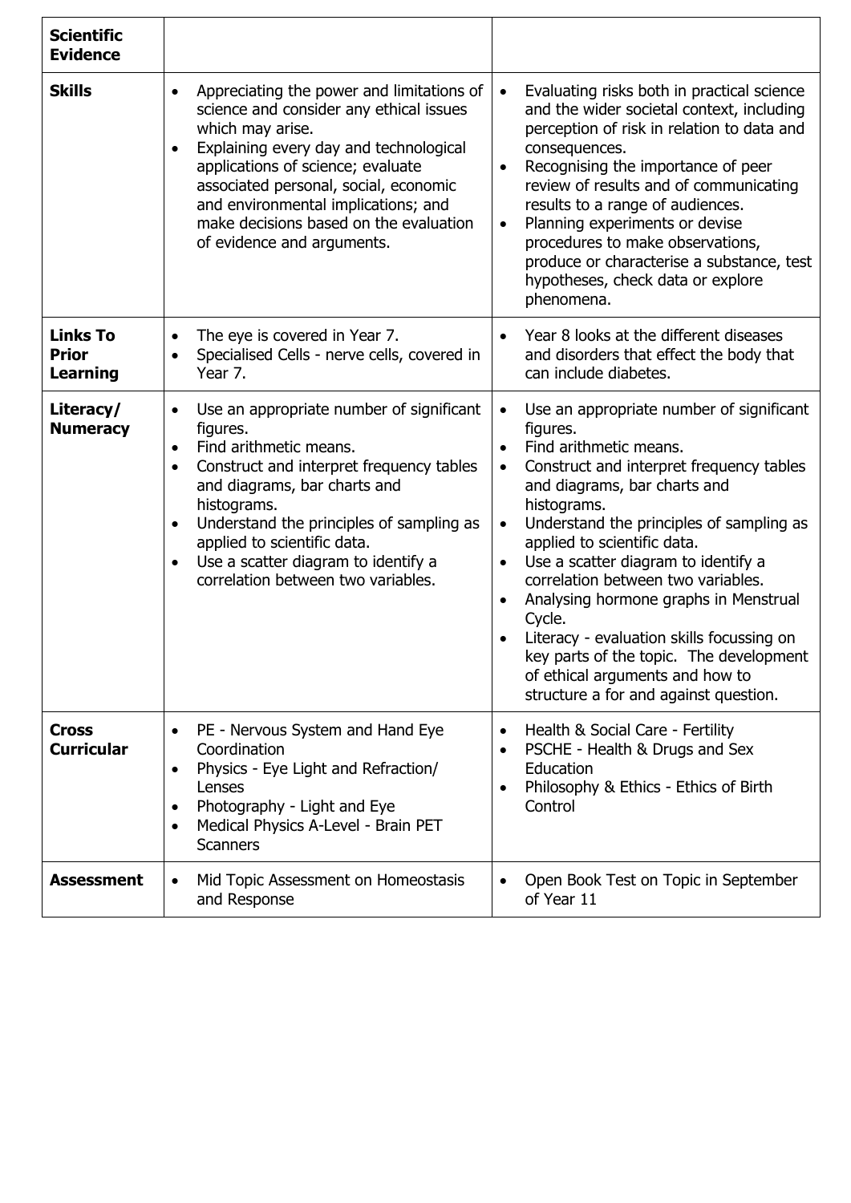| | | |
|---|---|---|
| **Scientific Evidence** | | |
| **Skills** | • Appreciating the power and limitations of science and consider any ethical issues which may arise.<br>• Explaining every day and technological applications of science; evaluate associated personal, social, economic and environmental implications; and make decisions based on the evaluation of evidence and arguments. | • Evaluating risks both in practical science and the wider societal context, including perception of risk in relation to data and consequences.<br>• Recognising the importance of peer review of results and of communicating results to a range of audiences.<br>• Planning experiments or devise procedures to make observations, produce or characterise a substance, test hypotheses, check data or explore phenomena. |
| **Links To Prior Learning** | • The eye is covered in Year 7.<br>• Specialised Cells - nerve cells, covered in Year 7. | • Year 8 looks at the different diseases and disorders that effect the body that can include diabetes. |
| **Literacy/ Numeracy** | • Use an appropriate number of significant figures.<br>• Find arithmetic means.<br>• Construct and interpret frequency tables and diagrams, bar charts and histograms.<br>• Understand the principles of sampling as applied to scientific data.<br>• Use a scatter diagram to identify a correlation between two variables. | • Use an appropriate number of significant figures.<br>• Find arithmetic means.<br>• Construct and interpret frequency tables and diagrams, bar charts and histograms.<br>• Understand the principles of sampling as applied to scientific data.<br>• Use a scatter diagram to identify a correlation between two variables.<br>• Analysing hormone graphs in Menstrual Cycle.<br>• Literacy - evaluation skills focussing on key parts of the topic. The development of ethical arguments and how to structure a for and against question. |
| **Cross Curricular** | • PE - Nervous System and Hand Eye Coordination<br>• Physics - Eye Light and Refraction/ Lenses<br>• Photography - Light and Eye<br>• Medical Physics A-Level - Brain PET Scanners | • Health & Social Care - Fertility<br>• PSCHE - Health & Drugs and Sex Education<br>• Philosophy & Ethics - Ethics of Birth Control |
| **Assessment** | • Mid Topic Assessment on Homeostasis and Response | • Open Book Test on Topic in September of Year 11 |